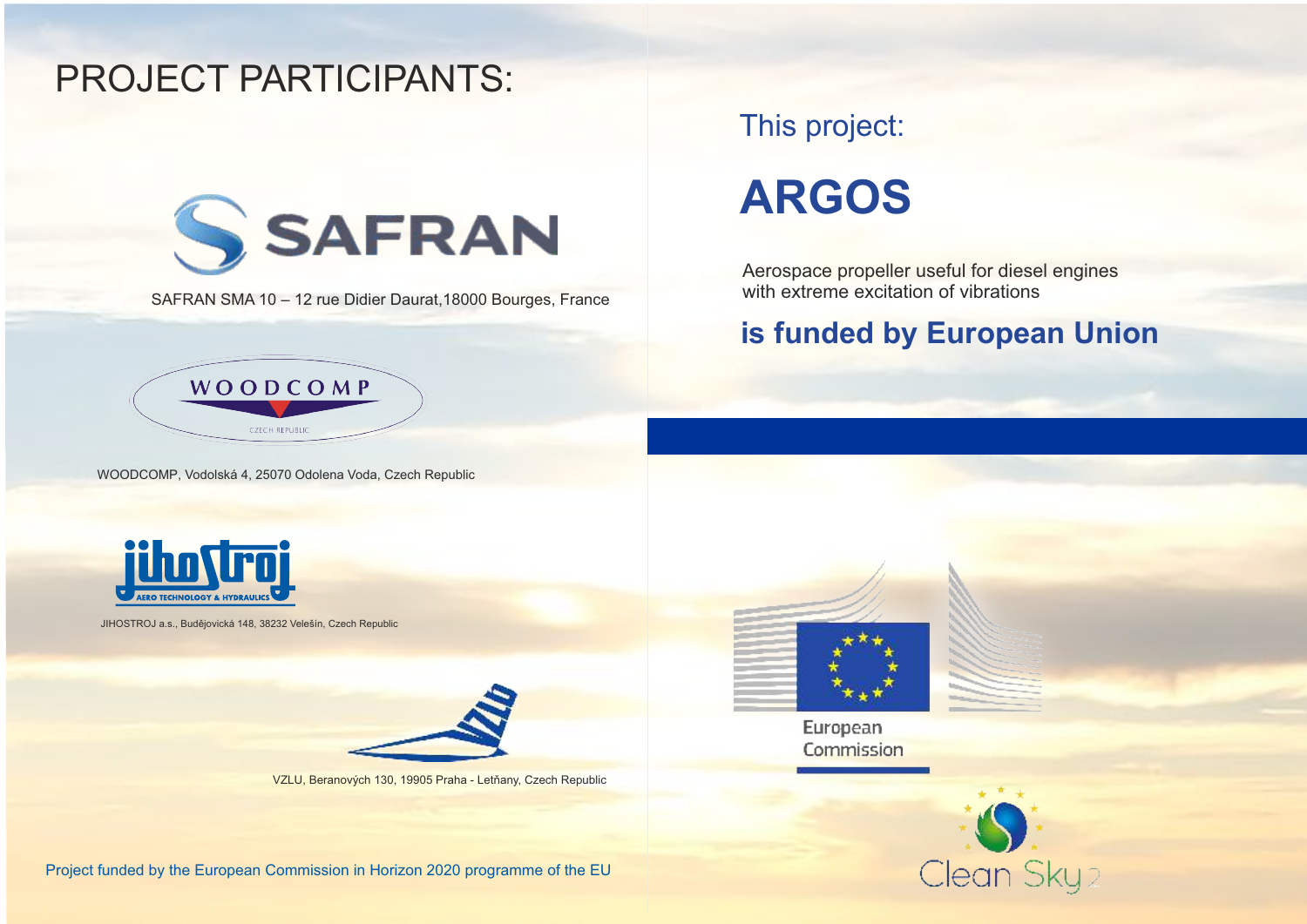# PROJECT PARTICIPANTS:

SAFRAN

SAFRAN SMA 10 – 12 rue Didier Daurat,18000 Bourges, France

WOODCOMP

CZECH REPUBLIC

WOODCOMP, Vodolská 4, 25070 Odolena Voda, Czech Republic

jihostroj

AERO TECHNOLOGY & HYDRAULICS

JIHOSTROJ a.s., Budějovická 148, 38232 Velešín, Czech Republic

VZLU

VZLU, Beranových 130, 19905 Praha - Letňany, Czech Republic

Project funded by the European Commission in Horizon 2020 programme of the EU

## This project:

# ARGOS

Aerospace propeller useful for diesel engines with extreme excitation of vibrations

## is funded by European Union

European Commission

Clean Sky 2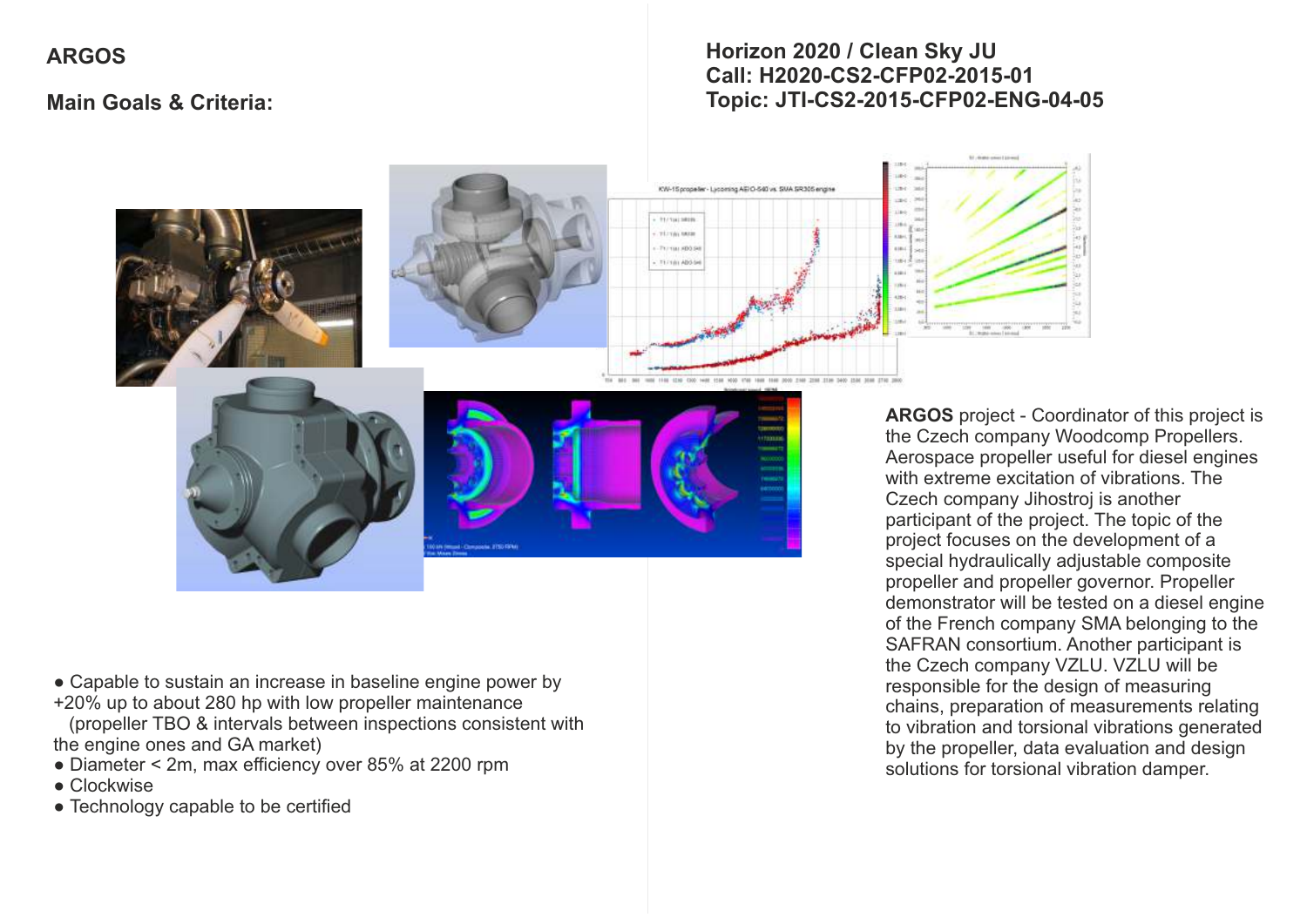# ARGOS

## Main Goals & Criteria:

# Horizon 2020 / Clean Sky JU

## Call: H2020-CS2-CFP02-2015-01
## Topic: JTI-CS2-2015-CFP02-ENG-04-05

- Capable to sustain an increase in baseline engine power by +20% up to about 280 hp with low propeller maintenance (propeller TBO & intervals between inspections consistent with the engine ones and GA market)
- Diameter < 2m, max efficiency over 85% at 2200 rpm
- Clockwise
- Technology capable to be certified

**ARGOS** project - Coordinator of this project is the Czech company Woodcomp Propellers. Aerospace propeller useful for diesel engines with extreme excitation of vibrations. The Czech company Jihostroj is another participant of the project. The topic of the project focuses on the development of a special hydraulically adjustable composite propeller and propeller governor. Propeller demonstrator will be tested on a diesel engine of the French company SMA belonging to the SAFRAN consortium. Another participant is the Czech company VZLU. VZLU will be responsible for the design of measuring chains, preparation of measurements relating to vibration and torsional vibrations generated by the propeller, data evaluation and design solutions for torsional vibration damper.